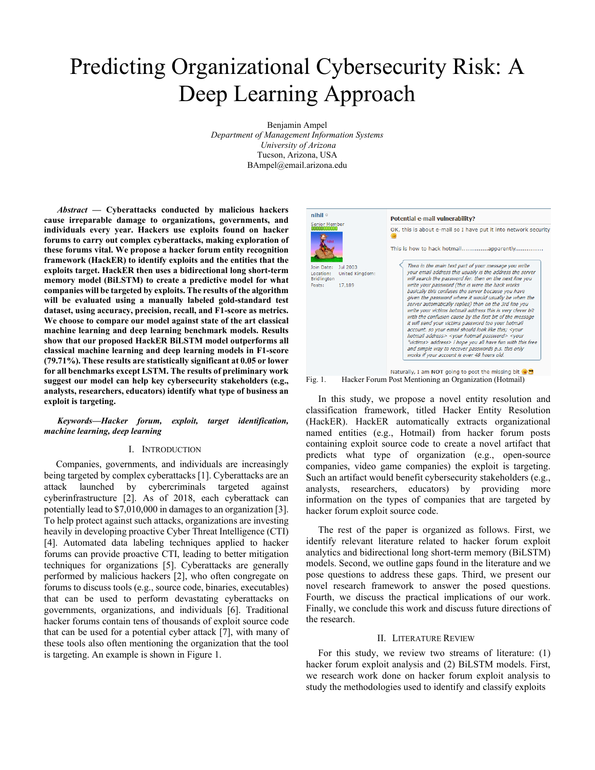# Predicting Organizational Cybersecurity Risk: A Deep Learning Approach

Benjamin Ampel
*Department of Management Information Systems*
*University of Arizona*
Tucson, Arizona, USA
BAmpel@email.arizona.edu

***Abstract* — Cyberattacks conducted by malicious hackers cause irreparable damage to organizations, governments, and individuals every year. Hackers use exploits found on hacker forums to carry out complex cyberattacks, making exploration of these forums vital. We propose a hacker forum entity recognition framework (HackER) to identify exploits and the entities that the exploits target. HackER then uses a bidirectional long short-term memory model (BiLSTM) to create a predictive model for what companies will be targeted by exploits. The results of the algorithm will be evaluated using a manually labeled gold-standard test dataset, using accuracy, precision, recall, and F1-score as metrics. We choose to compare our model against state of the art classical machine learning and deep learning benchmark models. Results show that our proposed HackER BiLSTM model outperforms all classical machine learning and deep learning models in F1-score (79.71%). These results are statistically significant at 0.05 or lower for all benchmarks except LSTM. The results of preliminary work suggest our model can help key cybersecurity stakeholders (e.g., analysts, researchers, educators) identify what type of business an exploit is targeting.**

***Keywords—Hacker forum, exploit, target identification, machine learning, deep learning***

## I. Introduction

Companies, governments, and individuals are increasingly being targeted by complex cyberattacks [1]. Cyberattacks are an attack launched by cybercriminals targeted against cyberinfrastructure [2]. As of 2018, each cyberattack can potentially lead to $7,010,000 in damages to an organization [3]. To help protect against such attacks, organizations are investing heavily in developing proactive Cyber Threat Intelligence (CTI) [4]. Automated data labeling techniques applied to hacker forums can provide proactive CTI, leading to better mitigation techniques for organizations [5]. Cyberattacks are generally performed by malicious hackers [2], who often congregate on forums to discuss tools (e.g., source code, binaries, executables) that can be used to perform devastating cyberattacks on governments, organizations, and individuals [6]. Traditional hacker forums contain tens of thousands of exploit source code that can be used for a potential cyber attack [7], with many of these tools also often mentioning the organization that the tool is targeting. An example is shown in Figure 1.

Fig. 1. Hacker Forum Post Mentioning an Organization (Hotmail)

In this study, we propose a novel entity resolution and classification framework, titled Hacker Entity Resolution (HackER). HackER automatically extracts organizational named entities (e.g., Hotmail) from hacker forum posts containing exploit source code to create a novel artifact that predicts what type of organization (e.g., open-source companies, video game companies) the exploit is targeting. Such an artifact would benefit cybersecurity stakeholders (e.g., analysts, researchers, educators) by providing more information on the types of companies that are targeted by hacker forum exploit source code.

The rest of the paper is organized as follows. First, we identify relevant literature related to hacker forum exploit analytics and bidirectional long short-term memory (BiLSTM) models. Second, we outline gaps found in the literature and we pose questions to address these gaps. Third, we present our novel research framework to answer the posed questions. Fourth, we discuss the practical implications of our work. Finally, we conclude this work and discuss future directions of the research.

## II. Literature Review

For this study, we review two streams of literature: (1) hacker forum exploit analysis and (2) BiLSTM models. First, we research work done on hacker forum exploit analysis to study the methodologies used to identify and classify exploits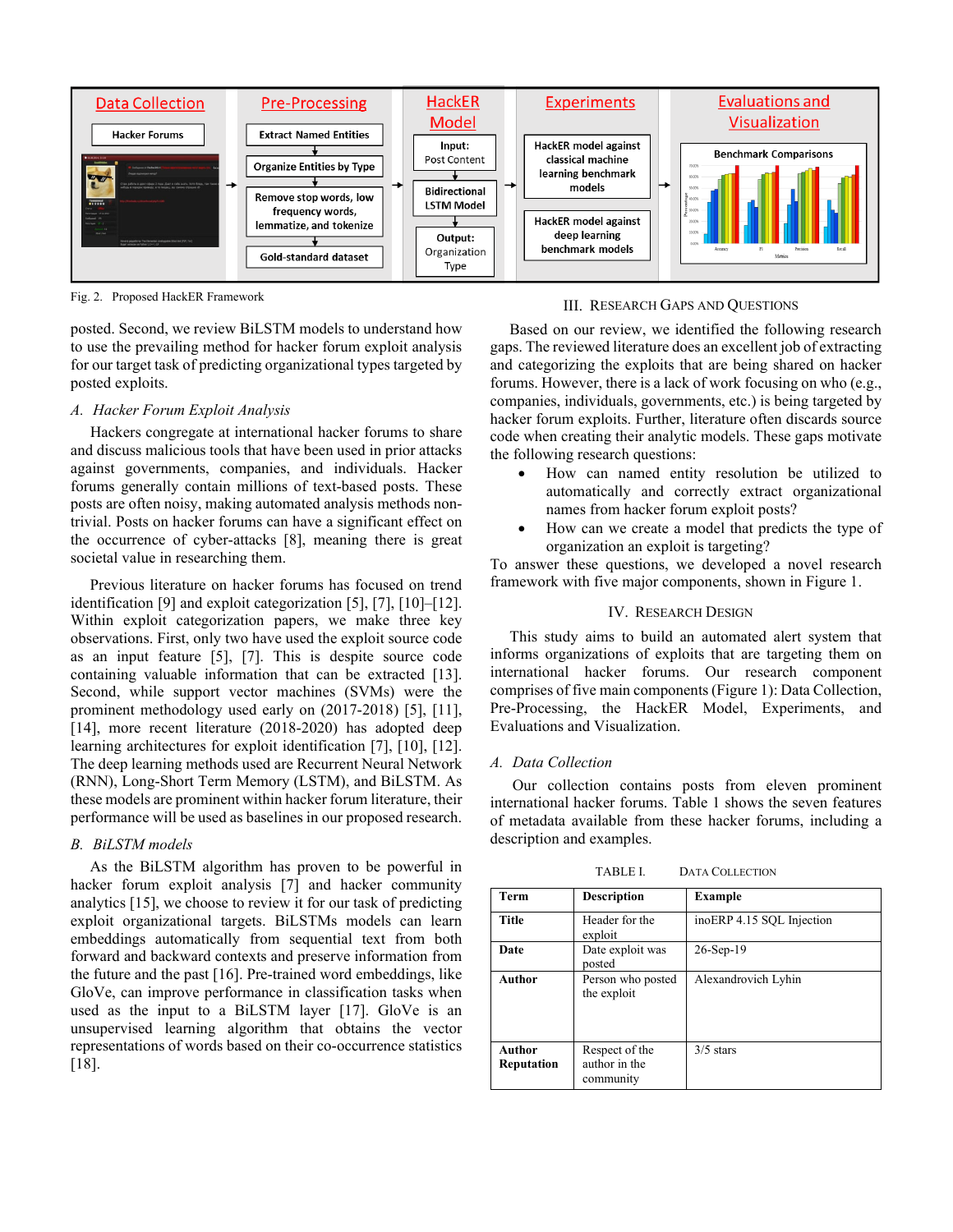Fig. 2. Proposed HackER Framework

posted. Second, we review BiLSTM models to understand how to use the prevailing method for hacker forum exploit analysis for our target task of predicting organizational types targeted by posted exploits.

### A. Hacker Forum Exploit Analysis

Hackers congregate at international hacker forums to share and discuss malicious tools that have been used in prior attacks against governments, companies, and individuals. Hacker forums generally contain millions of text-based posts. These posts are often noisy, making automated analysis methods non-trivial. Posts on hacker forums can have a significant effect on the occurrence of cyber-attacks [8], meaning there is great societal value in researching them.

Previous literature on hacker forums has focused on trend identification [9] and exploit categorization [5], [7], [10]–[12]. Within exploit categorization papers, we make three key observations. First, only two have used the exploit source code as an input feature [5], [7]. This is despite source code containing valuable information that can be extracted [13]. Second, while support vector machines (SVMs) were the prominent methodology used early on (2017-2018) [5], [11], [14], more recent literature (2018-2020) has adopted deep learning architectures for exploit identification [7], [10], [12]. The deep learning methods used are Recurrent Neural Network (RNN), Long-Short Term Memory (LSTM), and BiLSTM. As these models are prominent within hacker forum literature, their performance will be used as baselines in our proposed research.

### B. BiLSTM models

As the BiLSTM algorithm has proven to be powerful in hacker forum exploit analysis [7] and hacker community analytics [15], we choose to review it for our task of predicting exploit organizational targets. BiLSTMs models can learn embeddings automatically from sequential text from both forward and backward contexts and preserve information from the future and the past [16]. Pre-trained word embeddings, like GloVe, can improve performance in classification tasks when used as the input to a BiLSTM layer [17]. GloVe is an unsupervised learning algorithm that obtains the vector representations of words based on their co-occurrence statistics [18].

## III. Research Gaps and Questions

Based on our review, we identified the following research gaps. The reviewed literature does an excellent job of extracting and categorizing the exploits that are being shared on hacker forums. However, there is a lack of work focusing on who (e.g., companies, individuals, governments, etc.) is being targeted by hacker forum exploits. Further, literature often discards source code when creating their analytic models. These gaps motivate the following research questions:

- How can named entity resolution be utilized to automatically and correctly extract organizational names from hacker forum exploit posts?
- How can we create a model that predicts the type of organization an exploit is targeting?

To answer these questions, we developed a novel research framework with five major components, shown in Figure 1.

## IV. Research Design

This study aims to build an automated alert system that informs organizations of exploits that are targeting them on international hacker forums. Our research component comprises of five main components (Figure 1): Data Collection, Pre-Processing, the HackER Model, Experiments, and Evaluations and Visualization.

### A. Data Collection

Our collection contains posts from eleven prominent international hacker forums. Table 1 shows the seven features of metadata available from these hacker forums, including a description and examples.

TABLE I. Data Collection

| Term | Description | Example |
|---|---|---|
| **Title** | Header for the exploit | inoERP 4.15 SQL Injection |
| **Date** | Date exploit was posted | 26-Sep-19 |
| **Author** | Person who posted the exploit | Alexandrovich Lyhin |
| **Author Reputation** | Respect of the author in the community | 3/5 stars |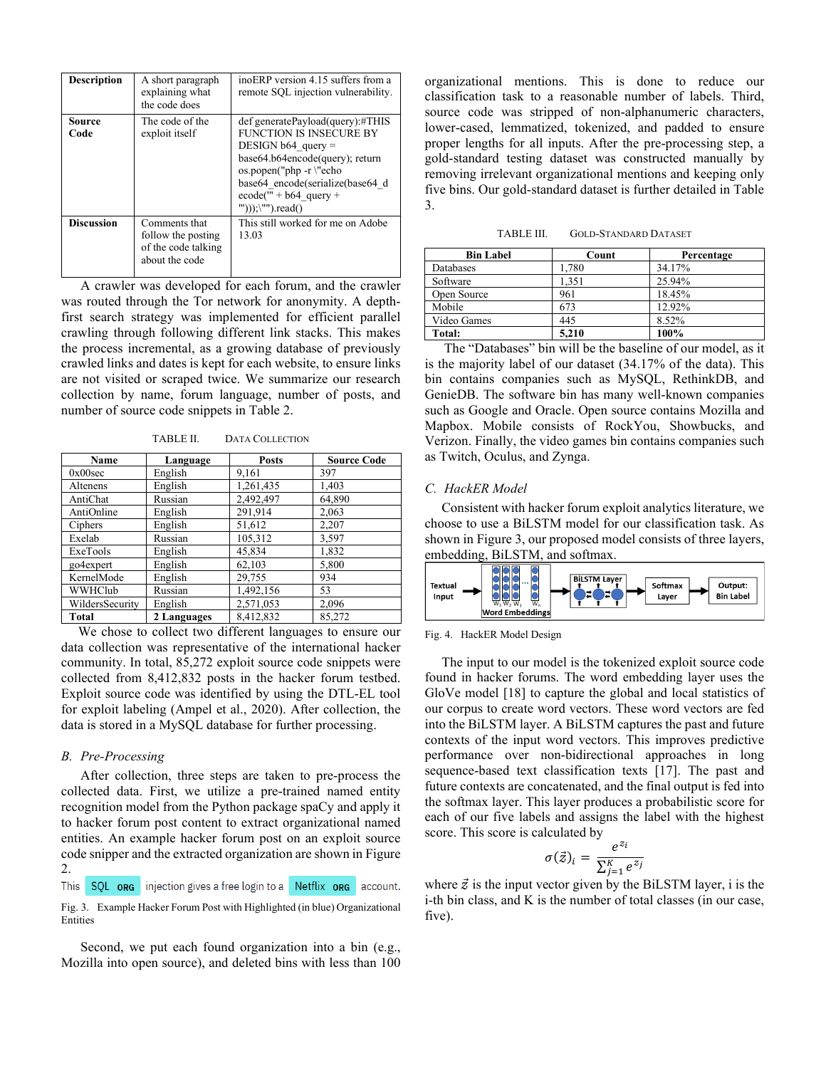| Description | A short paragraph explaining what the code does | inoERP version 4.15 suffers from a remote SQL injection vulnerability. |
|---|---|---|
| Source Code | The code of the exploit itself | def generatePayload(query):#THIS FUNCTION IS INSECURE BY DESIGN b64_query = base64.b64encode(query); return os.popen("php -r \"echo base64_encode(serialize(base64_decode('" + b64_query + "')));\"").read() |
| Discussion | Comments that follow the posting of the code talking about the code | This still worked for me on Adobe 13.03 |

A crawler was developed for each forum, and the crawler was routed through the Tor network for anonymity. A depth-first search strategy was implemented for efficient parallel crawling through following different link stacks. This makes the process incremental, as a growing database of previously crawled links and dates is kept for each website, to ensure links are not visited or scraped twice. We summarize our research collection by name, forum language, number of posts, and number of source code snippets in Table 2.

TABLE II. DATA COLLECTION

| Name | Language | Posts | Source Code |
|---|---|---|---|
| 0x00sec | English | 9,161 | 397 |
| Altenens | English | 1,261,435 | 1,403 |
| AntiChat | Russian | 2,492,497 | 64,890 |
| AntiOnline | English | 291,914 | 2,063 |
| Ciphers | English | 51,612 | 2,207 |
| Exelab | Russian | 105,312 | 3,597 |
| ExeTools | English | 45,834 | 1,832 |
| go4expert | English | 62,103 | 5,800 |
| KernelMode | English | 29,755 | 934 |
| WWHClub | Russian | 1,492,156 | 53 |
| WildersSecurity | English | 2,571,053 | 2,096 |
| **Total** | **2 Languages** | 8,412,832 | 85,272 |

We chose to collect two different languages to ensure our data collection was representative of the international hacker community. In total, 85,272 exploit source code snippets were collected from 8,412,832 posts in the hacker forum testbed. Exploit source code was identified by using the DTL-EL tool for exploit labeling (Ampel et al., 2020). After collection, the data is stored in a MySQL database for further processing.

### B. Pre-Processing

After collection, three steps are taken to pre-process the collected data. First, we utilize a pre-trained named entity recognition model from the Python package spaCy and apply it to hacker forum post content to extract organizational named entities. An example hacker forum post on an exploit source code snipper and the extracted organization are shown in Figure 2.

This SQL ORG injection gives a free login to a Netflix ORG account.

Fig. 3. Example Hacker Forum Post with Highlighted (in blue) Organizational Entities

Second, we put each found organization into a bin (e.g., Mozilla into open source), and deleted bins with less than 100 organizational mentions. This is done to reduce our classification task to a reasonable number of labels. Third, source code was stripped of non-alphanumeric characters, lower-cased, lemmatized, tokenized, and padded to ensure proper lengths for all inputs. After the pre-processing step, a gold-standard testing dataset was constructed manually by removing irrelevant organizational mentions and keeping only five bins. Our gold-standard dataset is further detailed in Table 3.

TABLE III. GOLD-STANDARD DATASET

| Bin Label | Count | Percentage |
|---|---|---|
| Databases | 1,780 | 34.17% |
| Software | 1,351 | 25.94% |
| Open Source | 961 | 18.45% |
| Mobile | 673 | 12.92% |
| Video Games | 445 | 8.52% |
| **Total:** | **5,210** | **100%** |

The "Databases" bin will be the baseline of our model, as it is the majority label of our dataset (34.17% of the data). This bin contains companies such as MySQL, RethinkDB, and GenieDB. The software bin has many well-known companies such as Google and Oracle. Open source contains Mozilla and Mapbox. Mobile consists of RockYou, Showbucks, and Verizon. Finally, the video games bin contains companies such as Twitch, Oculus, and Zynga.

### C. HackER Model

Consistent with hacker forum exploit analytics literature, we choose to use a BiLSTM model for our classification task. As shown in Figure 3, our proposed model consists of three layers, embedding, BiLSTM, and softmax.

Textual Input → Word Embeddings ($W_1$ $W_2$ $W_3$ … $W_n$) → BiLSTM Layer → Softmax Layer → Output: Bin Label

Fig. 4. HackER Model Design

The input to our model is the tokenized exploit source code found in hacker forums. The word embedding layer uses the GloVe model [18] to capture the global and local statistics of our corpus to create word vectors. These word vectors are fed into the BiLSTM layer. A BiLSTM captures the past and future contexts of the input word vectors. This improves predictive performance over non-bidirectional approaches in long sequence-based text classification texts [17]. The past and future contexts are concatenated, and the final output is fed into the softmax layer. This layer produces a probabilistic score for each of our five labels and assigns the label with the highest score. This score is calculated by

$$\sigma(\vec{z})_i = \frac{e^{z_i}}{\sum_{j=1}^{K} e^{z_j}}$$

where $\vec{z}$ is the input vector given by the BiLSTM layer, i is the i-th bin class, and K is the number of total classes (in our case, five).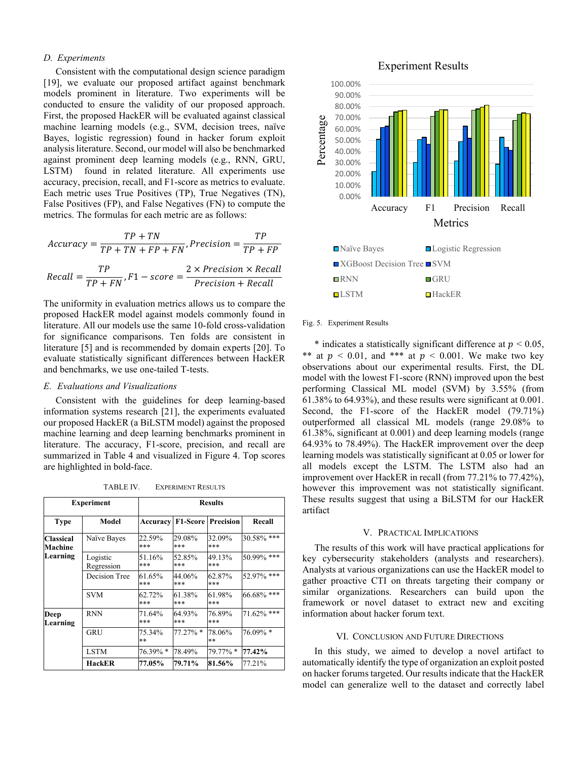### D. Experiments

Consistent with the computational design science paradigm [19], we evaluate our proposed artifact against benchmark models prominent in literature. Two experiments will be conducted to ensure the validity of our proposed approach. First, the proposed HackER will be evaluated against classical machine learning models (e.g., SVM, decision trees, naïve Bayes, logistic regression) found in hacker forum exploit analysis literature. Second, our model will also be benchmarked against prominent deep learning models (e.g., RNN, GRU, LSTM) found in related literature. All experiments use accuracy, precision, recall, and F1-score as metrics to evaluate. Each metric uses True Positives (TP), True Negatives (TN), False Positives (FP), and False Negatives (FN) to compute the metrics. The formulas for each metric are as follows:

$$Accuracy = \frac{TP + TN}{TP + TN + FP + FN}, Precision = \frac{TP}{TP + FP}$$

$$Recall = \frac{TP}{TP + FN}, F1 - score = \frac{2 \times Precision \times Recall}{Precision + Recall}$$

The uniformity in evaluation metrics allows us to compare the proposed HackER model against models commonly found in literature. All our models use the same 10-fold cross-validation for significance comparisons. Ten folds are consistent in literature [5] and is recommended by domain experts [20]. To evaluate statistically significant differences between HackER and benchmarks, we use one-tailed T-tests.

### E. Evaluations and Visualizations

Consistent with the guidelines for deep learning-based information systems research [21], the experiments evaluated our proposed HackER (a BiLSTM model) against the proposed machine learning and deep learning benchmarks prominent in literature. The accuracy, F1-score, precision, and recall are summarized in Table 4 and visualized in Figure 4. Top scores are highlighted in bold-face.

TABLE IV. EXPERIMENT RESULTS

| Experiment | | Results | | | |
|---|---|---|---|---|---|
| **Type** | **Model** | **Accuracy** | **F1-Score** | **Precision** | **Recall** |
| **Classical Machine Learning** | Naïve Bayes | 22.59% *** | 29.08% *** | 32.09% *** | 30.58% *** |
| | Logistic Regression | 51.16% *** | 52.85% *** | 49.13% *** | 50.99% *** |
| | Decision Tree | 61.65% *** | 44.06% *** | 62.87% *** | 52.97% *** |
| | SVM | 62.72% *** | 61.38% *** | 61.98% *** | 66.68% *** |
| **Deep Learning** | RNN | 71.64% *** | 64.93% *** | 76.89% *** | 71.62% *** |
| | GRU | 75.34% ** | 77.27% * | 78.06% ** | 76.09% * |
| | LSTM | 76.39% * | 78.49% | 79.77% * | **77.42%** |
| | **HackER** | **77.05%** | **79.71%** | **81.56%** | 77.21% |

Fig. 5. Experiment Results

\* indicates a statistically significant difference at $p < 0.05$, ** at $p < 0.01$, and *** at $p < 0.001$. We make two key observations about our experimental results. First, the DL model with the lowest F1-score (RNN) improved upon the best performing Classical ML model (SVM) by 3.55% (from 61.38% to 64.93%), and these results were significant at 0.001. Second, the F1-score of the HackER model (79.71%) outperformed all classical ML models (range 29.08% to 61.38%, significant at 0.001) and deep learning models (range 64.93% to 78.49%). The HackER improvement over the deep learning models was statistically significant at 0.05 or lower for all models except the LSTM. The LSTM also had an improvement over HackER in recall (from 77.21% to 77.42%), however this improvement was not statistically significant. These results suggest that using a BiLSTM for our HackER artifact

## V. PRACTICAL IMPLICATIONS

The results of this work will have practical applications for key cybersecurity stakeholders (analysts and researchers). Analysts at various organizations can use the HackER model to gather proactive CTI on threats targeting their company or similar organizations. Researchers can build upon the framework or novel dataset to extract new and exciting information about hacker forum text.

## VI. CONCLUSION AND FUTURE DIRECTIONS

In this study, we aimed to develop a novel artifact to automatically identify the type of organization an exploit posted on hacker forums targeted. Our results indicate that the HackER model can generalize well to the dataset and correctly label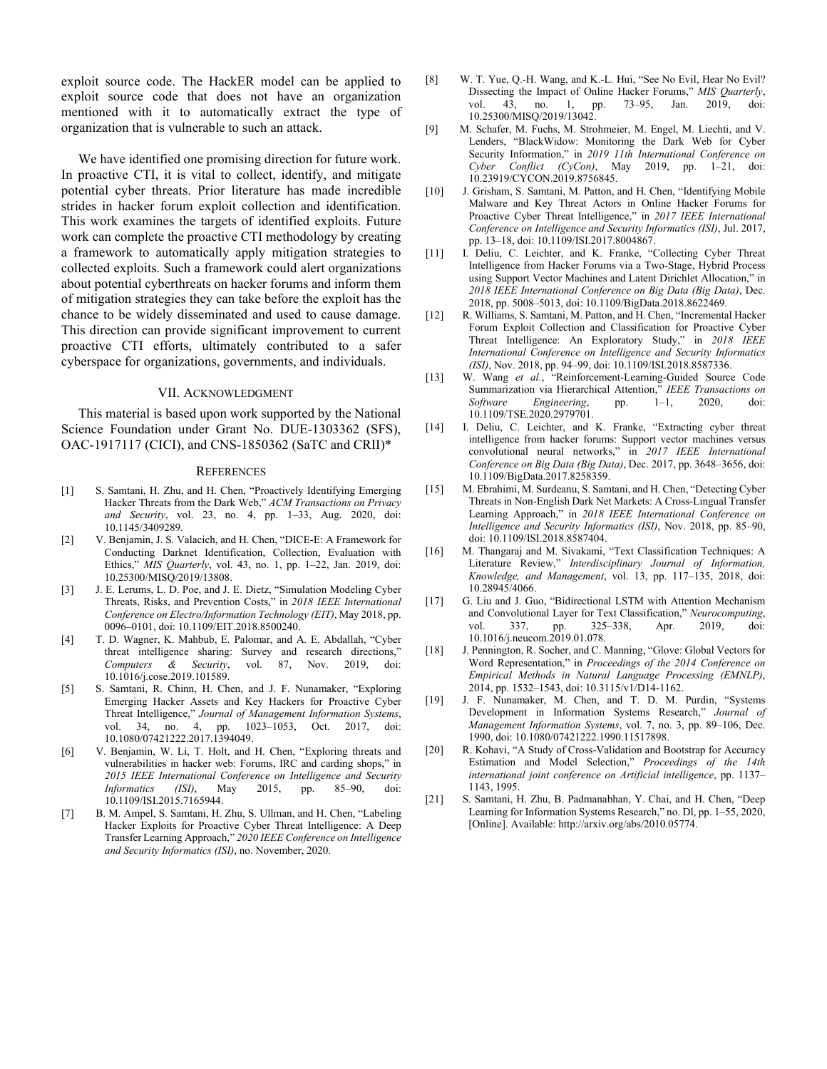exploit source code. The HackER model can be applied to exploit source code that does not have an organization mentioned with it to automatically extract the type of organization that is vulnerable to such an attack.

We have identified one promising direction for future work. In proactive CTI, it is vital to collect, identify, and mitigate potential cyber threats. Prior literature has made incredible strides in hacker forum exploit collection and identification. This work examines the targets of identified exploits. Future work can complete the proactive CTI methodology by creating a framework to automatically apply mitigation strategies to collected exploits. Such a framework could alert organizations about potential cyberthreats on hacker forums and inform them of mitigation strategies they can take before the exploit has the chance to be widely disseminated and used to cause damage. This direction can provide significant improvement to current proactive CTI efforts, ultimately contributed to a safer cyberspace for organizations, governments, and individuals.

## VII. Acknowledgment

This material is based upon work supported by the National Science Foundation under Grant No. DUE-1303362 (SFS), OAC-1917117 (CICI), and CNS-1850362 (SaTC and CRII)*

## References

[1] S. Samtani, H. Zhu, and H. Chen, "Proactively Identifying Emerging Hacker Threats from the Dark Web," *ACM Transactions on Privacy and Security*, vol. 23, no. 4, pp. 1–33, Aug. 2020, doi: 10.1145/3409289.

[2] V. Benjamin, J. S. Valacich, and H. Chen, "DICE-E: A Framework for Conducting Darknet Identification, Collection, Evaluation with Ethics," *MIS Quarterly*, vol. 43, no. 1, pp. 1–22, Jan. 2019, doi: 10.25300/MISQ/2019/13808.

[3] J. E. Lerums, L. D. Poe, and J. E. Dietz, "Simulation Modeling Cyber Threats, Risks, and Prevention Costs," in *2018 IEEE International Conference on Electro/Information Technology (EIT)*, May 2018, pp. 0096–0101, doi: 10.1109/EIT.2018.8500240.

[4] T. D. Wagner, K. Mahbub, E. Palomar, and A. E. Abdallah, "Cyber threat intelligence sharing: Survey and research directions," *Computers & Security*, vol. 87, Nov. 2019, doi: 10.1016/j.cose.2019.101589.

[5] S. Samtani, R. Chinn, H. Chen, and J. F. Nunamaker, "Exploring Emerging Hacker Assets and Key Hackers for Proactive Cyber Threat Intelligence," *Journal of Management Information Systems*, vol. 34, no. 4, pp. 1023–1053, Oct. 2017, doi: 10.1080/07421222.2017.1394049.

[6] V. Benjamin, W. Li, T. Holt, and H. Chen, "Exploring threats and vulnerabilities in hacker web: Forums, IRC and carding shops," in *2015 IEEE International Conference on Intelligence and Security Informatics (ISI)*, May 2015, pp. 85–90, doi: 10.1109/ISI.2015.7165944.

[7] B. M. Ampel, S. Samtani, H. Zhu, S. Ullman, and H. Chen, "Labeling Hacker Exploits for Proactive Cyber Threat Intelligence: A Deep Transfer Learning Approach," *2020 IEEE Conference on Intelligence and Security Informatics (ISI)*, no. November, 2020.

[8] W. T. Yue, Q.-H. Wang, and K.-L. Hui, "See No Evil, Hear No Evil? Dissecting the Impact of Online Hacker Forums," *MIS Quarterly*, vol. 43, no. 1, pp. 73–95, Jan. 2019, doi: 10.25300/MISQ/2019/13042.

[9] M. Schafer, M. Fuchs, M. Strohmeier, M. Engel, M. Liechti, and V. Lenders, "BlackWidow: Monitoring the Dark Web for Cyber Security Information," in *2019 11th International Conference on Cyber Conflict (CyCon)*, May 2019, pp. 1–21, doi: 10.23919/CYCON.2019.8756845.

[10] J. Grisham, S. Samtani, M. Patton, and H. Chen, "Identifying Mobile Malware and Key Threat Actors in Online Hacker Forums for Proactive Cyber Threat Intelligence," in *2017 IEEE International Conference on Intelligence and Security Informatics (ISI)*, Jul. 2017, pp. 13–18, doi: 10.1109/ISI.2017.8004867.

[11] I. Deliu, C. Leichter, and K. Franke, "Collecting Cyber Threat Intelligence from Hacker Forums via a Two-Stage, Hybrid Process using Support Vector Machines and Latent Dirichlet Allocation," in *2018 IEEE International Conference on Big Data (Big Data)*, Dec. 2018, pp. 5008–5013, doi: 10.1109/BigData.2018.8622469.

[12] R. Williams, S. Samtani, M. Patton, and H. Chen, "Incremental Hacker Forum Exploit Collection and Classification for Proactive Cyber Threat Intelligence: An Exploratory Study," in *2018 IEEE International Conference on Intelligence and Security Informatics (ISI)*, Nov. 2018, pp. 94–99, doi: 10.1109/ISI.2018.8587336.

[13] W. Wang *et al.*, "Reinforcement-Learning-Guided Source Code Summarization via Hierarchical Attention," *IEEE Transactions on Software Engineering*, pp. 1–1, 2020, doi: 10.1109/TSE.2020.2979701.

[14] I. Deliu, C. Leichter, and K. Franke, "Extracting cyber threat intelligence from hacker forums: Support vector machines versus convolutional neural networks," in *2017 IEEE International Conference on Big Data (Big Data)*, Dec. 2017, pp. 3648–3656, doi: 10.1109/BigData.2017.8258359.

[15] M. Ebrahimi, M. Surdeanu, S. Samtani, and H. Chen, "Detecting Cyber Threats in Non-English Dark Net Markets: A Cross-Lingual Transfer Learning Approach," in *2018 IEEE International Conference on Intelligence and Security Informatics (ISI)*, Nov. 2018, pp. 85–90, doi: 10.1109/ISI.2018.8587404.

[16] M. Thangaraj and M. Sivakami, "Text Classification Techniques: A Literature Review," *Interdisciplinary Journal of Information, Knowledge, and Management*, vol. 13, pp. 117–135, 2018, doi: 10.28945/4066.

[17] G. Liu and J. Guo, "Bidirectional LSTM with Attention Mechanism and Convolutional Layer for Text Classification," *Neurocomputing*, vol. 337, pp. 325–338, Apr. 2019, doi: 10.1016/j.neucom.2019.01.078.

[18] J. Pennington, R. Socher, and C. Manning, "Glove: Global Vectors for Word Representation," in *Proceedings of the 2014 Conference on Empirical Methods in Natural Language Processing (EMNLP)*, 2014, pp. 1532–1543, doi: 10.3115/v1/D14-1162.

[19] J. F. Nunamaker, M. Chen, and T. D. M. Purdin, "Systems Development in Information Systems Research," *Journal of Management Information Systems*, vol. 7, no. 3, pp. 89–106, Dec. 1990, doi: 10.1080/07421222.1990.11517898.

[20] R. Kohavi, "A Study of Cross-Validation and Bootstrap for Accuracy Estimation and Model Selection," *Proceedings of the 14th international joint conference on Artificial intelligence*, pp. 1137–1143, 1995.

[21] S. Samtani, H. Zhu, B. Padmanabhan, Y. Chai, and H. Chen, "Deep Learning for Information Systems Research," no. Dl, pp. 1–55, 2020, [Online]. Available: http://arxiv.org/abs/2010.05774.